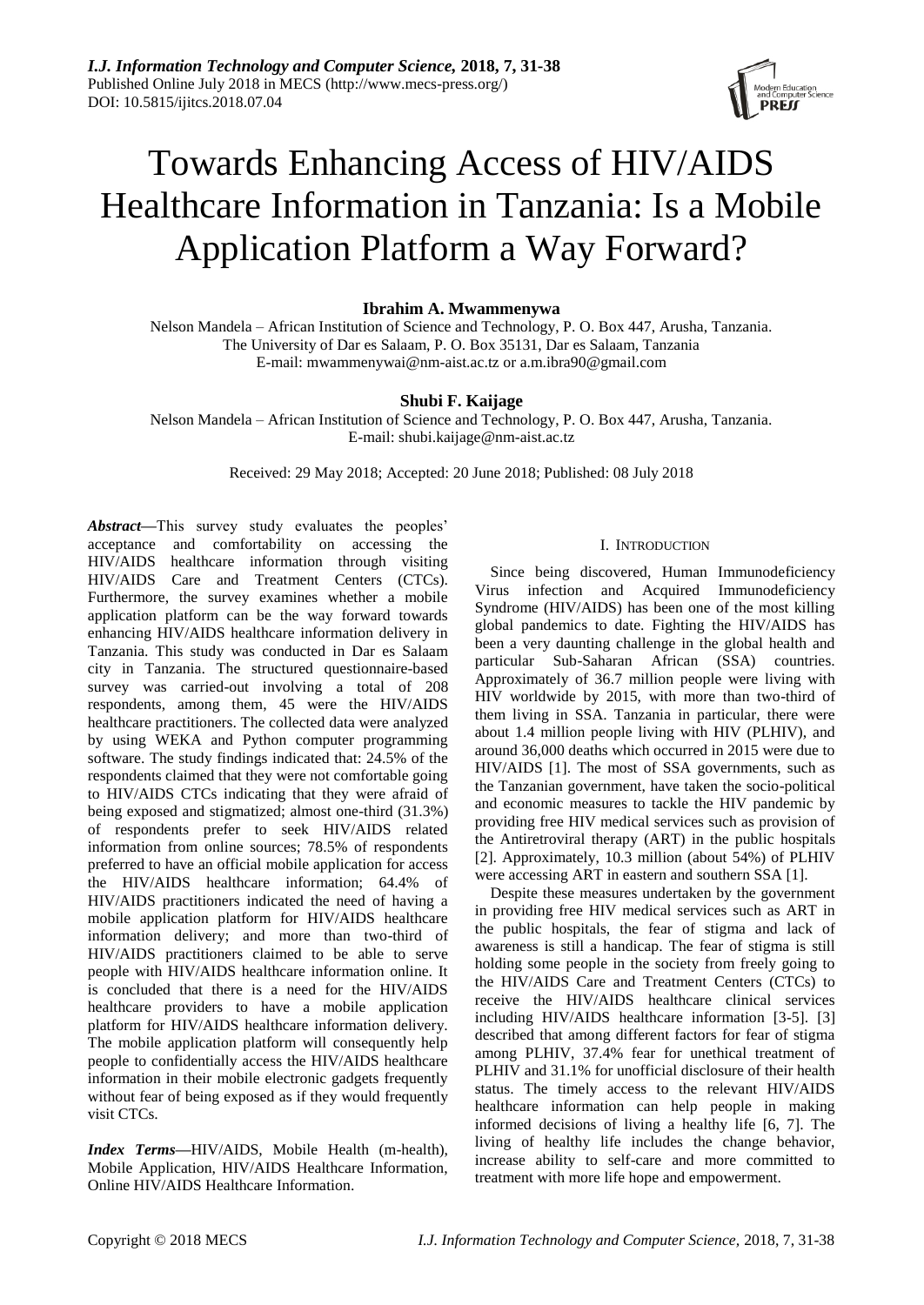# Towards Enhancing Access of HIV/AIDS Healthcare Information in Tanzania: Is a Mobile Application Platform a Way Forward?

**Ibrahim A. Mwammenywa**

Nelson Mandela – African Institution of Science and Technology, P. O. Box 447, Arusha, Tanzania.
The University of Dar es Salaam, P. O. Box 35131, Dar es Salaam, Tanzania
E-mail: mwammenywai@nm-aist.ac.tz or a.m.ibra90@gmail.com

**Shubi F. Kaijage**

Nelson Mandela – African Institution of Science and Technology, P. O. Box 447, Arusha, Tanzania.
E-mail: shubi.kaijage@nm-aist.ac.tz

Received: 29 May 2018; Accepted: 20 June 2018; Published: 08 July 2018

***Abstract*—**This survey study evaluates the peoples' acceptance and comfortability on accessing the HIV/AIDS healthcare information through visiting HIV/AIDS Care and Treatment Centers (CTCs). Furthermore, the survey examines whether a mobile application platform can be the way forward towards enhancing HIV/AIDS healthcare information delivery in Tanzania. This study was conducted in Dar es Salaam city in Tanzania. The structured questionnaire-based survey was carried-out involving a total of 208 respondents, among them, 45 were the HIV/AIDS healthcare practitioners. The collected data were analyzed by using WEKA and Python computer programming software. The study findings indicated that: 24.5% of the respondents claimed that they were not comfortable going to HIV/AIDS CTCs indicating that they were afraid of being exposed and stigmatized; almost one-third (31.3%) of respondents prefer to seek HIV/AIDS related information from online sources; 78.5% of respondents preferred to have an official mobile application for access the HIV/AIDS healthcare information; 64.4% of HIV/AIDS practitioners indicated the need of having a mobile application platform for HIV/AIDS healthcare information delivery; and more than two-third of HIV/AIDS practitioners claimed to be able to serve people with HIV/AIDS healthcare information online. It is concluded that there is a need for the HIV/AIDS healthcare providers to have a mobile application platform for HIV/AIDS healthcare information delivery. The mobile application platform will consequently help people to confidentially access the HIV/AIDS healthcare information in their mobile electronic gadgets frequently without fear of being exposed as if they would frequently visit CTCs.

***Index Terms*—**HIV/AIDS, Mobile Health (m-health), Mobile Application, HIV/AIDS Healthcare Information, Online HIV/AIDS Healthcare Information.

## I. Introduction

Since being discovered, Human Immunodeficiency Virus infection and Acquired Immunodeficiency Syndrome (HIV/AIDS) has been one of the most killing global pandemics to date. Fighting the HIV/AIDS has been a very daunting challenge in the global health and particular Sub-Saharan African (SSA) countries. Approximately of 36.7 million people were living with HIV worldwide by 2015, with more than two-third of them living in SSA. Tanzania in particular, there were about 1.4 million people living with HIV (PLHIV), and around 36,000 deaths which occurred in 2015 were due to HIV/AIDS [1]. The most of SSA governments, such as the Tanzanian government, have taken the socio-political and economic measures to tackle the HIV pandemic by providing free HIV medical services such as provision of the Antiretroviral therapy (ART) in the public hospitals [2]. Approximately, 10.3 million (about 54%) of PLHIV were accessing ART in eastern and southern SSA [1].

Despite these measures undertaken by the government in providing free HIV medical services such as ART in the public hospitals, the fear of stigma and lack of awareness is still a handicap. The fear of stigma is still holding some people in the society from freely going to the HIV/AIDS Care and Treatment Centers (CTCs) to receive the HIV/AIDS healthcare clinical services including HIV/AIDS healthcare information [3-5]. [3] described that among different factors for fear of stigma among PLHIV, 37.4% fear for unethical treatment of PLHIV and 31.1% for unofficial disclosure of their health status. The timely access to the relevant HIV/AIDS healthcare information can help people in making informed decisions of living a healthy life [6, 7]. The living of healthy life includes the change behavior, increase ability to self-care and more committed to treatment with more life hope and empowerment.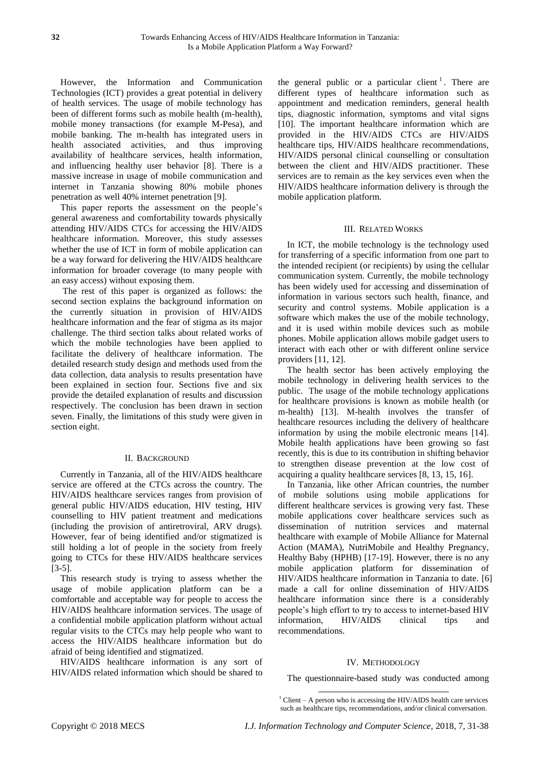However, the Information and Communication Technologies (ICT) provides a great potential in delivery of health services. The usage of mobile technology has been of different forms such as mobile health (m-health), mobile money transactions (for example M-Pesa), and mobile banking. The m-health has integrated users in health associated activities, and thus improving availability of healthcare services, health information, and influencing healthy user behavior [8]. There is a massive increase in usage of mobile communication and internet in Tanzania showing 80% mobile phones penetration as well 40% internet penetration [9].

This paper reports the assessment on the people's general awareness and comfortability towards physically attending HIV/AIDS CTCs for accessing the HIV/AIDS healthcare information. Moreover, this study assesses whether the use of ICT in form of mobile application can be a way forward for delivering the HIV/AIDS healthcare information for broader coverage (to many people with an easy access) without exposing them.

The rest of this paper is organized as follows: the second section explains the background information on the currently situation in provision of HIV/AIDS healthcare information and the fear of stigma as its major challenge. The third section talks about related works of which the mobile technologies have been applied to facilitate the delivery of healthcare information. The detailed research study design and methods used from the data collection, data analysis to results presentation have been explained in section four. Sections five and six provide the detailed explanation of results and discussion respectively. The conclusion has been drawn in section seven. Finally, the limitations of this study were given in section eight.

## II. Background

Currently in Tanzania, all of the HIV/AIDS healthcare service are offered at the CTCs across the country. The HIV/AIDS healthcare services ranges from provision of general public HIV/AIDS education, HIV testing, HIV counselling to HIV patient treatment and medications (including the provision of antiretroviral, ARV drugs). However, fear of being identified and/or stigmatized is still holding a lot of people in the society from freely going to CTCs for these HIV/AIDS healthcare services [3-5].

This research study is trying to assess whether the usage of mobile application platform can be a comfortable and acceptable way for people to access the HIV/AIDS healthcare information services. The usage of a confidential mobile application platform without actual regular visits to the CTCs may help people who want to access the HIV/AIDS healthcare information but do afraid of being identified and stigmatized.

HIV/AIDS healthcare information is any sort of HIV/AIDS related information which should be shared to the general public or a particular client [1]. There are different types of healthcare information such as appointment and medication reminders, general health tips, diagnostic information, symptoms and vital signs [10]. The important healthcare information which are provided in the HIV/AIDS CTCs are HIV/AIDS healthcare tips, HIV/AIDS healthcare recommendations, HIV/AIDS personal clinical counselling or consultation between the client and HIV/AIDS practitioner. These services are to remain as the key services even when the HIV/AIDS healthcare information delivery is through the mobile application platform.

## III. Related Works

In ICT, the mobile technology is the technology used for transferring of a specific information from one part to the intended recipient (or recipients) by using the cellular communication system. Currently, the mobile technology has been widely used for accessing and dissemination of information in various sectors such health, finance, and security and control systems. Mobile application is a software which makes the use of the mobile technology, and it is used within mobile devices such as mobile phones. Mobile application allows mobile gadget users to interact with each other or with different online service providers [11, 12].

The health sector has been actively employing the mobile technology in delivering health services to the public. The usage of the mobile technology applications for healthcare provisions is known as mobile health (or m-health) [13]. M-health involves the transfer of healthcare resources including the delivery of healthcare information by using the mobile electronic means [14]. Mobile health applications have been growing so fast recently, this is due to its contribution in shifting behavior to strengthen disease prevention at the low cost of acquiring a quality healthcare services [8, 13, 15, 16].

In Tanzania, like other African countries, the number of mobile solutions using mobile applications for different healthcare services is growing very fast. These mobile applications cover healthcare services such as dissemination of nutrition services and maternal healthcare with example of Mobile Alliance for Maternal Action (MAMA), NutriMobile and Healthy Pregnancy, Healthy Baby (HPHB) [17-19]. However, there is no any mobile application platform for dissemination of HIV/AIDS healthcare information in Tanzania to date. [6] made a call for online dissemination of HIV/AIDS healthcare information since there is a considerably people's high effort to try to access to internet-based HIV information, HIV/AIDS clinical tips and recommendations.

## IV. Methodology

The questionnaire-based study was conducted among

[1] Client – A person who is accessing the HIV/AIDS health care services such as healthcare tips, recommendations, and/or clinical conversation.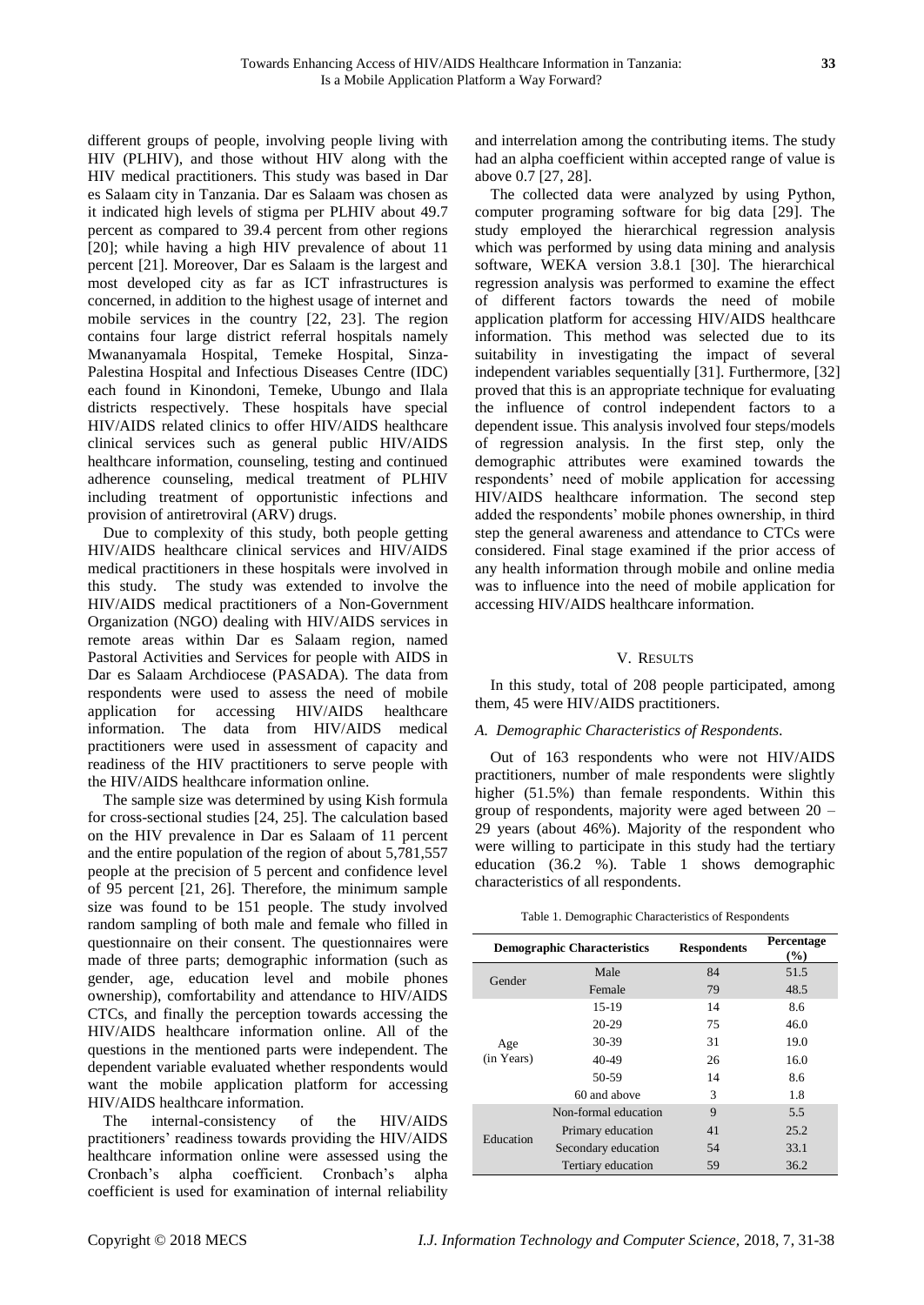different groups of people, involving people living with HIV (PLHIV), and those without HIV along with the HIV medical practitioners. This study was based in Dar es Salaam city in Tanzania. Dar es Salaam was chosen as it indicated high levels of stigma per PLHIV about 49.7 percent as compared to 39.4 percent from other regions [20]; while having a high HIV prevalence of about 11 percent [21]. Moreover, Dar es Salaam is the largest and most developed city as far as ICT infrastructures is concerned, in addition to the highest usage of internet and mobile services in the country [22, 23]. The region contains four large district referral hospitals namely Mwananyamala Hospital, Temeke Hospital, Sinza-Palestina Hospital and Infectious Diseases Centre (IDC) each found in Kinondoni, Temeke, Ubungo and Ilala districts respectively. These hospitals have special HIV/AIDS related clinics to offer HIV/AIDS healthcare clinical services such as general public HIV/AIDS healthcare information, counseling, testing and continued adherence counseling, medical treatment of PLHIV including treatment of opportunistic infections and provision of antiretroviral (ARV) drugs.

Due to complexity of this study, both people getting HIV/AIDS healthcare clinical services and HIV/AIDS medical practitioners in these hospitals were involved in this study. The study was extended to involve the HIV/AIDS medical practitioners of a Non-Government Organization (NGO) dealing with HIV/AIDS services in remote areas within Dar es Salaam region, named Pastoral Activities and Services for people with AIDS in Dar es Salaam Archdiocese (PASADA). The data from respondents were used to assess the need of mobile application for accessing HIV/AIDS healthcare information. The data from HIV/AIDS medical practitioners were used in assessment of capacity and readiness of the HIV practitioners to serve people with the HIV/AIDS healthcare information online.

The sample size was determined by using Kish formula for cross-sectional studies [24, 25]. The calculation based on the HIV prevalence in Dar es Salaam of 11 percent and the entire population of the region of about 5,781,557 people at the precision of 5 percent and confidence level of 95 percent [21, 26]. Therefore, the minimum sample size was found to be 151 people. The study involved random sampling of both male and female who filled in questionnaire on their consent. The questionnaires were made of three parts; demographic information (such as gender, age, education level and mobile phones ownership), comfortability and attendance to HIV/AIDS CTCs, and finally the perception towards accessing the HIV/AIDS healthcare information online. All of the questions in the mentioned parts were independent. The dependent variable evaluated whether respondents would want the mobile application platform for accessing HIV/AIDS healthcare information.

The internal-consistency of the HIV/AIDS practitioners' readiness towards providing the HIV/AIDS healthcare information online were assessed using the Cronbach's alpha coefficient. Cronbach's alpha coefficient is used for examination of internal reliability and interrelation among the contributing items. The study had an alpha coefficient within accepted range of value is above 0.7 [27, 28].

The collected data were analyzed by using Python, computer programing software for big data [29]. The study employed the hierarchical regression analysis which was performed by using data mining and analysis software, WEKA version 3.8.1 [30]. The hierarchical regression analysis was performed to examine the effect of different factors towards the need of mobile application platform for accessing HIV/AIDS healthcare information. This method was selected due to its suitability in investigating the impact of several independent variables sequentially [31]. Furthermore, [32] proved that this is an appropriate technique for evaluating the influence of control independent factors to a dependent issue. This analysis involved four steps/models of regression analysis. In the first step, only the demographic attributes were examined towards the respondents' need of mobile application for accessing HIV/AIDS healthcare information. The second step added the respondents' mobile phones ownership, in third step the general awareness and attendance to CTCs were considered. Final stage examined if the prior access of any health information through mobile and online media was to influence into the need of mobile application for accessing HIV/AIDS healthcare information.

## V. Results

In this study, total of 208 people participated, among them, 45 were HIV/AIDS practitioners.

### *A. Demographic Characteristics of Respondents.*

Out of 163 respondents who were not HIV/AIDS practitioners, number of male respondents were slightly higher (51.5%) than female respondents. Within this group of respondents, majority were aged between 20 – 29 years (about 46%). Majority of the respondent who were willing to participate in this study had the tertiary education (36.2 %). Table 1 shows demographic characteristics of all respondents.

Table 1. Demographic Characteristics of Respondents

| Demographic Characteristics | | Respondents | Percentage (%) |
|---|---|---|---|
| Gender | Male | 84 | 51.5 |
| | Female | 79 | 48.5 |
| Age (in Years) | 15-19 | 14 | 8.6 |
| | 20-29 | 75 | 46.0 |
| | 30-39 | 31 | 19.0 |
| | 40-49 | 26 | 16.0 |
| | 50-59 | 14 | 8.6 |
| | 60 and above | 3 | 1.8 |
| Education | Non-formal education | 9 | 5.5 |
| | Primary education | 41 | 25.2 |
| | Secondary education | 54 | 33.1 |
| | Tertiary education | 59 | 36.2 |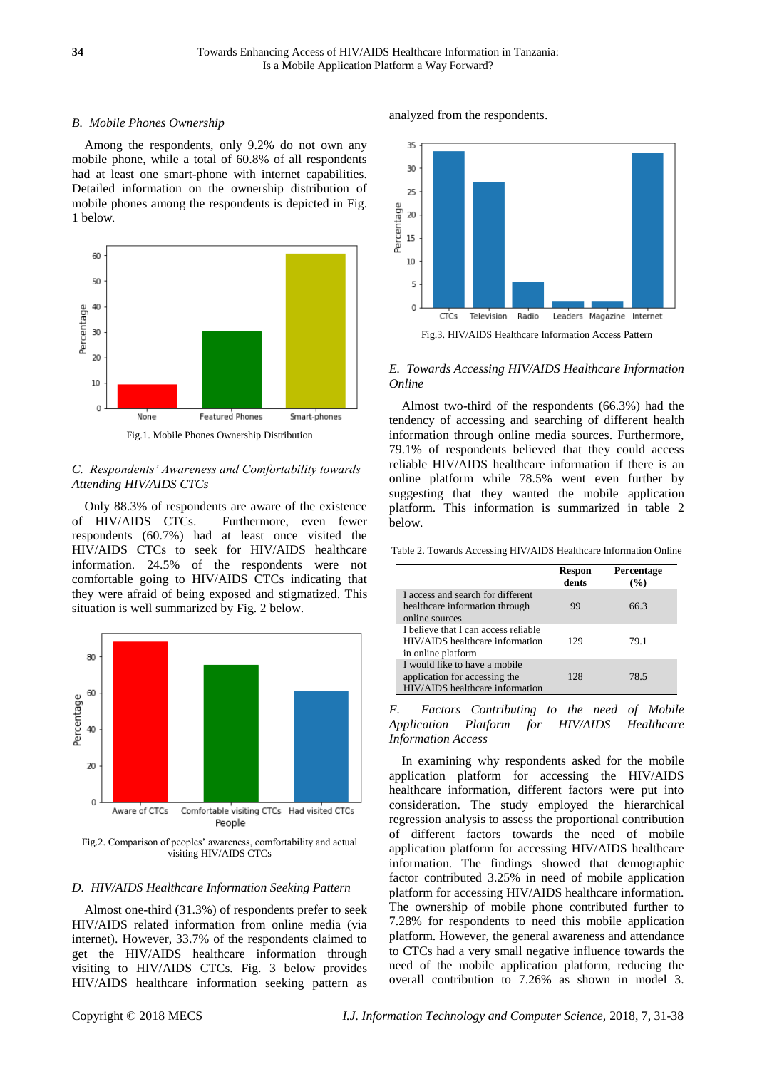### B. Mobile Phones Ownership

Among the respondents, only 9.2% do not own any mobile phone, while a total of 60.8% of all respondents had at least one smart-phone with internet capabilities. Detailed information on the ownership distribution of mobile phones among the respondents is depicted in Fig. 1 below.

Percentage
60
50
40
30
20
10
0
None
Featured Phones
Smart-phones

Fig.1. Mobile Phones Ownership Distribution

### C. Respondents' Awareness and Comfortability towards Attending HIV/AIDS CTCs

Only 88.3% of respondents are aware of the existence of HIV/AIDS CTCs. Furthermore, even fewer respondents (60.7%) had at least once visited the HIV/AIDS CTCs to seek for HIV/AIDS healthcare information. 24.5% of the respondents were not comfortable going to HIV/AIDS CTCs indicating that they were afraid of being exposed and stigmatized. This situation is well summarized by Fig. 2 below.

Percentage
80
60
40
20
0
Aware of CTCs
Comfortable visiting CTCs
Had visited CTCs
People

Fig.2. Comparison of peoples' awareness, comfortability and actual visiting HIV/AIDS CTCs

### D. HIV/AIDS Healthcare Information Seeking Pattern

Almost one-third (31.3%) of respondents prefer to seek HIV/AIDS related information from online media (via internet). However, 33.7% of the respondents claimed to get the HIV/AIDS healthcare information through visiting to HIV/AIDS CTCs. Fig. 3 below provides HIV/AIDS healthcare information seeking pattern as analyzed from the respondents.

Percentage
35
30
25
20
15
10
5
0
CTCs
Television
Radio
Leaders
Magazine
Internet

Fig.3. HIV/AIDS Healthcare Information Access Pattern

### E. Towards Accessing HIV/AIDS Healthcare Information Online

Almost two-third of the respondents (66.3%) had the tendency of accessing and searching of different health information through online media sources. Furthermore, 79.1% of respondents believed that they could access reliable HIV/AIDS healthcare information if there is an online platform while 78.5% went even further by suggesting that they wanted the mobile application platform. This information is summarized in table 2 below.

Table 2. Towards Accessing HIV/AIDS Healthcare Information Online

| | Respondents | Percentage (%) |
|---|---|---|
| I access and search for different healthcare information through online sources | 99 | 66.3 |
| I believe that I can access reliable HIV/AIDS healthcare information in online platform | 129 | 79.1 |
| I would like to have a mobile application for accessing the HIV/AIDS healthcare information | 128 | 78.5 |

### F. Factors Contributing to the need of Mobile Application Platform for HIV/AIDS Healthcare Information Access

In examining why respondents asked for the mobile application platform for accessing the HIV/AIDS healthcare information, different factors were put into consideration. The study employed the hierarchical regression analysis to assess the proportional contribution of different factors towards the need of mobile application platform for accessing HIV/AIDS healthcare information. The findings showed that demographic factor contributed 3.25% in need of mobile application platform for accessing HIV/AIDS healthcare information. The ownership of mobile phone contributed further to 7.28% for respondents to need this mobile application platform. However, the general awareness and attendance to CTCs had a very small negative influence towards the need of the mobile application platform, reducing the overall contribution to 7.26% as shown in model 3.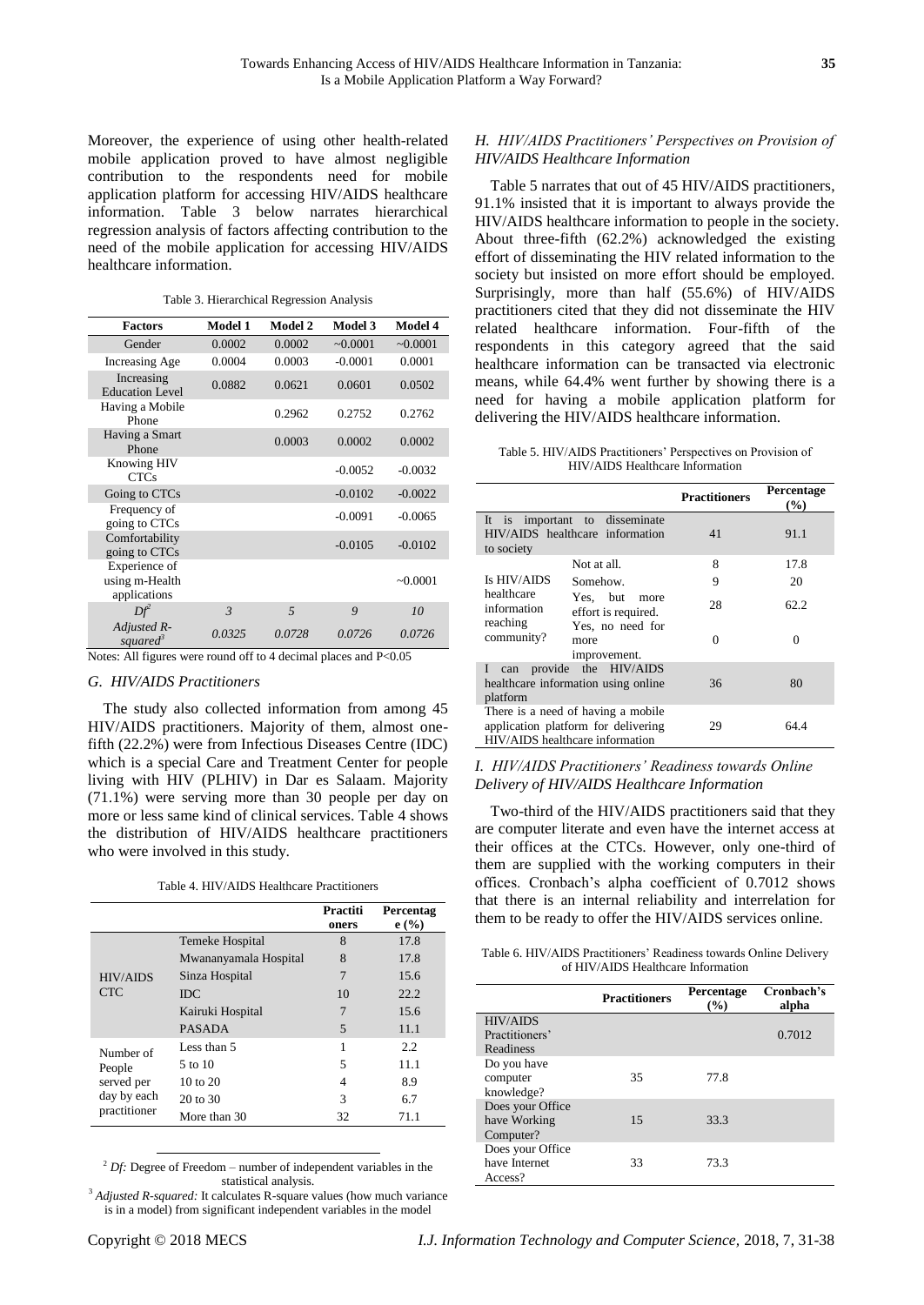Moreover, the experience of using other health-related mobile application proved to have almost negligible contribution to the respondents need for mobile application platform for accessing HIV/AIDS healthcare information. Table 3 below narrates hierarchical regression analysis of factors affecting contribution to the need of the mobile application for accessing HIV/AIDS healthcare information.

Table 3. Hierarchical Regression Analysis

| Factors | Model 1 | Model 2 | Model 3 | Model 4 |
|---|---|---|---|---|
| Gender | 0.0002 | 0.0002 | ~0.0001 | ~0.0001 |
| Increasing Age | 0.0004 | 0.0003 | -0.0001 | 0.0001 |
| Increasing Education Level | 0.0882 | 0.0621 | 0.0601 | 0.0502 |
| Having a Mobile Phone | | 0.2962 | 0.2752 | 0.2762 |
| Having a Smart Phone | | 0.0003 | 0.0002 | 0.0002 |
| Knowing HIV CTCs | | | -0.0052 | -0.0032 |
| Going to CTCs | | | -0.0102 | -0.0022 |
| Frequency of going to CTCs | | | -0.0091 | -0.0065 |
| Comfortability going to CTCs | | | -0.0105 | -0.0102 |
| Experience of using m-Health applications | | | | ~0.0001 |
| *Df*[2] | *3* | *5* | *9* | *10* |
| *Adjusted R-squared*[3] | *0.0325* | *0.0728* | *0.0726* | *0.0726* |

Notes: All figures were round off to 4 decimal places and P<0.05

### *G. HIV/AIDS Practitioners*

The study also collected information from among 45 HIV/AIDS practitioners. Majority of them, almost one-fifth (22.2%) were from Infectious Diseases Centre (IDC) which is a special Care and Treatment Center for people living with HIV (PLHIV) in Dar es Salaam. Majority (71.1%) were serving more than 30 people per day on more or less same kind of clinical services. Table 4 shows the distribution of HIV/AIDS healthcare practitioners who were involved in this study.

Table 4. HIV/AIDS Healthcare Practitioners

| | | Practitioners | Percentage (%) |
|---|---|---|---|
| HIV/AIDS CTC | Temeke Hospital | 8 | 17.8 |
| | Mwananyamala Hospital | 8 | 17.8 |
| | Sinza Hospital | 7 | 15.6 |
| | IDC | 10 | 22.2 |
| | Kairuki Hospital | 7 | 15.6 |
| | PASADA | 5 | 11.1 |
| Number of People served per day by each practitioner | Less than 5 | 1 | 2.2 |
| | 5 to 10 | 5 | 11.1 |
| | 10 to 20 | 4 | 8.9 |
| | 20 to 30 | 3 | 6.7 |
| | More than 30 | 32 | 71.1 |

### *H. HIV/AIDS Practitioners' Perspectives on Provision of HIV/AIDS Healthcare Information*

Table 5 narrates that out of 45 HIV/AIDS practitioners, 91.1% insisted that it is important to always provide the HIV/AIDS healthcare information to people in the society. About three-fifth (62.2%) acknowledged the existing effort of disseminating the HIV related information to the society but insisted on more effort should be employed. Surprisingly, more than half (55.6%) of HIV/AIDS practitioners cited that they did not disseminate the HIV related healthcare information. Four-fifth of the respondents in this category agreed that the said healthcare information can be transacted via electronic means, while 64.4% went further by showing there is a need for having a mobile application platform for delivering the HIV/AIDS healthcare information.

Table 5. HIV/AIDS Practitioners' Perspectives on Provision of HIV/AIDS Healthcare Information

| | | Practitioners | Percentage (%) |
|---|---|---|---|
| It is important to disseminate HIV/AIDS healthcare information to society | | 41 | 91.1 |
| Is HIV/AIDS healthcare information reaching community? | Not at all. | 8 | 17.8 |
| | Somehow. | 9 | 20 |
| | Yes, but more effort is required. | 28 | 62.2 |
| | Yes, no need for more improvement. | 0 | 0 |
| I can provide the HIV/AIDS healthcare information using online platform | | 36 | 80 |
| There is a need of having a mobile application platform for delivering HIV/AIDS healthcare information | | 29 | 64.4 |

### *I. HIV/AIDS Practitioners' Readiness towards Online Delivery of HIV/AIDS Healthcare Information*

Two-third of the HIV/AIDS practitioners said that they are computer literate and even have the internet access at their offices at the CTCs. However, only one-third of them are supplied with the working computers in their offices. Cronbach's alpha coefficient of 0.7012 shows that there is an internal reliability and interrelation for them to be ready to offer the HIV/AIDS services online.

Table 6. HIV/AIDS Practitioners' Readiness towards Online Delivery of HIV/AIDS Healthcare Information

| | Practitioners | Percentage (%) | Cronbach's alpha |
|---|---|---|---|
| HIV/AIDS Practitioners' Readiness | | | 0.7012 |
| Do you have computer knowledge? | 35 | 77.8 | |
| Does your Office have Working Computer? | 15 | 33.3 | |
| Does your Office have Internet Access? | 33 | 73.3 | |

[2] *Df:* Degree of Freedom – number of independent variables in the statistical analysis.

[3] *Adjusted R-squared:* It calculates R-square values (how much variance is in a model) from significant independent variables in the model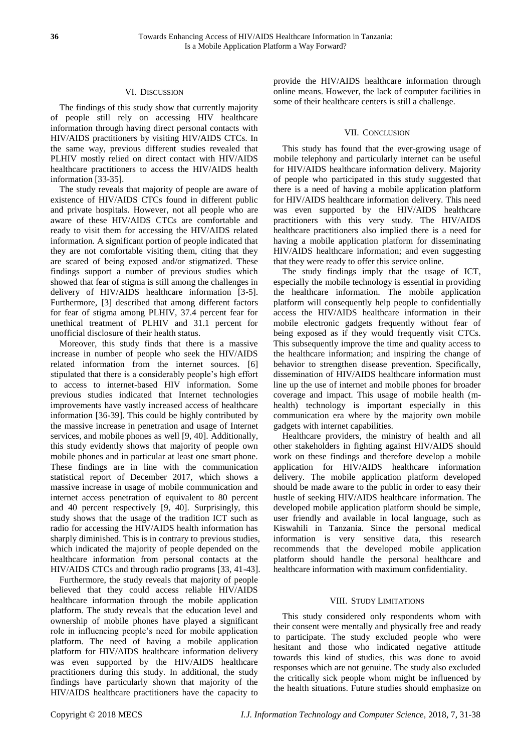## VI. Discussion

The findings of this study show that currently majority of people still rely on accessing HIV healthcare information through having direct personal contacts with HIV/AIDS practitioners by visiting HIV/AIDS CTCs. In the same way, previous different studies revealed that PLHIV mostly relied on direct contact with HIV/AIDS healthcare practitioners to access the HIV/AIDS health information [33-35].

The study reveals that majority of people are aware of existence of HIV/AIDS CTCs found in different public and private hospitals. However, not all people who are aware of these HIV/AIDS CTCs are comfortable and ready to visit them for accessing the HIV/AIDS related information. A significant portion of people indicated that they are not comfortable visiting them, citing that they are scared of being exposed and/or stigmatized. These findings support a number of previous studies which showed that fear of stigma is still among the challenges in delivery of HIV/AIDS healthcare information [3-5]. Furthermore, [3] described that among different factors for fear of stigma among PLHIV, 37.4 percent fear for unethical treatment of PLHIV and 31.1 percent for unofficial disclosure of their health status.

Moreover, this study finds that there is a massive increase in number of people who seek the HIV/AIDS related information from the internet sources. [6] stipulated that there is a considerably people's high effort to access to internet-based HIV information. Some previous studies indicated that Internet technologies improvements have vastly increased access of healthcare information [36-39]. This could be highly contributed by the massive increase in penetration and usage of Internet services, and mobile phones as well [9, 40]. Additionally, this study evidently shows that majority of people own mobile phones and in particular at least one smart phone. These findings are in line with the communication statistical report of December 2017, which shows a massive increase in usage of mobile communication and internet access penetration of equivalent to 80 percent and 40 percent respectively [9, 40]. Surprisingly, this study shows that the usage of the tradition ICT such as radio for accessing the HIV/AIDS health information has sharply diminished. This is in contrary to previous studies, which indicated the majority of people depended on the healthcare information from personal contacts at the HIV/AIDS CTCs and through radio programs [33, 41-43].

Furthermore, the study reveals that majority of people believed that they could access reliable HIV/AIDS healthcare information through the mobile application platform. The study reveals that the education level and ownership of mobile phones have played a significant role in influencing people's need for mobile application platform. The need of having a mobile application platform for HIV/AIDS healthcare information delivery was even supported by the HIV/AIDS healthcare practitioners during this study. In additional, the study findings have particularly shown that majority of the HIV/AIDS healthcare practitioners have the capacity to provide the HIV/AIDS healthcare information through online means. However, the lack of computer facilities in some of their healthcare centers is still a challenge.

## VII. Conclusion

This study has found that the ever-growing usage of mobile telephony and particularly internet can be useful for HIV/AIDS healthcare information delivery. Majority of people who participated in this study suggested that there is a need of having a mobile application platform for HIV/AIDS healthcare information delivery. This need was even supported by the HIV/AIDS healthcare practitioners with this very study. The HIV/AIDS healthcare practitioners also implied there is a need for having a mobile application platform for disseminating HIV/AIDS healthcare information; and even suggesting that they were ready to offer this service online.

The study findings imply that the usage of ICT, especially the mobile technology is essential in providing the healthcare information. The mobile application platform will consequently help people to confidentially access the HIV/AIDS healthcare information in their mobile electronic gadgets frequently without fear of being exposed as if they would frequently visit CTCs. This subsequently improve the time and quality access to the healthcare information; and inspiring the change of behavior to strengthen disease prevention. Specifically, dissemination of HIV/AIDS healthcare information must line up the use of internet and mobile phones for broader coverage and impact. This usage of mobile health (m-health) technology is important especially in this communication era where by the majority own mobile gadgets with internet capabilities.

Healthcare providers, the ministry of health and all other stakeholders in fighting against HIV/AIDS should work on these findings and therefore develop a mobile application for HIV/AIDS healthcare information delivery. The mobile application platform developed should be made aware to the public in order to easy their hustle of seeking HIV/AIDS healthcare information. The developed mobile application platform should be simple, user friendly and available in local language, such as Kiswahili in Tanzania. Since the personal medical information is very sensitive data, this research recommends that the developed mobile application platform should handle the personal healthcare and healthcare information with maximum confidentiality.

## VIII. Study Limitations

This study considered only respondents whom with their consent were mentally and physically free and ready to participate. The study excluded people who were hesitant and those who indicated negative attitude towards this kind of studies, this was done to avoid responses which are not genuine. The study also excluded the critically sick people whom might be influenced by the health situations. Future studies should emphasize on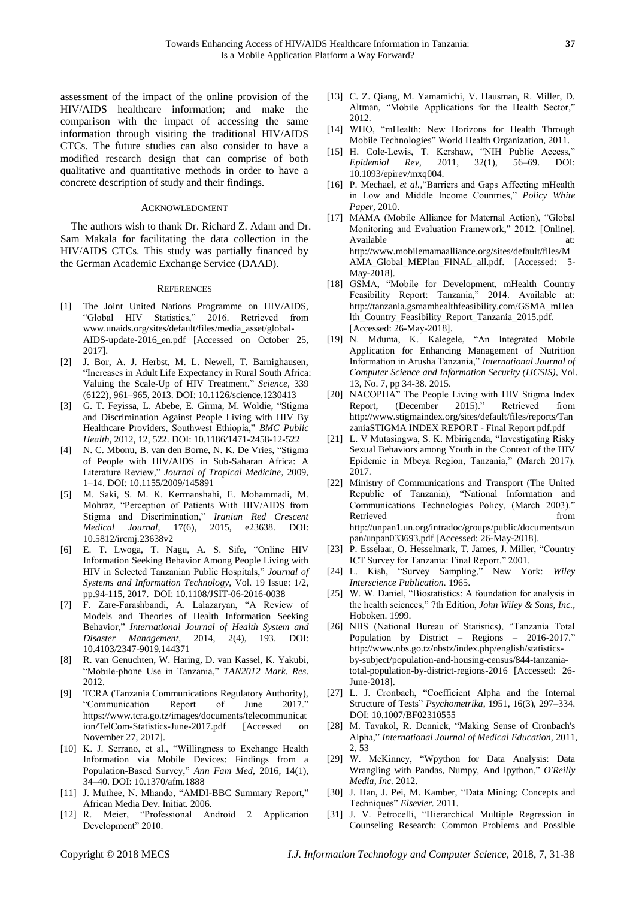assessment of the impact of the online provision of the HIV/AIDS healthcare information; and make the comparison with the impact of accessing the same information through visiting the traditional HIV/AIDS CTCs. The future studies can also consider to have a modified research design that can comprise of both qualitative and quantitative methods in order to have a concrete description of study and their findings.

## ACKNOWLEDGMENT

The authors wish to thank Dr. Richard Z. Adam and Dr. Sam Makala for facilitating the data collection in the HIV/AIDS CTCs. This study was partially financed by the German Academic Exchange Service (DAAD).

## REFERENCES

[1] The Joint United Nations Programme on HIV/AIDS, "Global HIV Statistics," 2016. Retrieved from www.unaids.org/sites/default/files/media_asset/global-AIDS-update-2016_en.pdf [Accessed on October 25, 2017].

[2] J. Bor, A. J. Herbst, M. L. Newell, T. Barnighausen, "Increases in Adult Life Expectancy in Rural South Africa: Valuing the Scale-Up of HIV Treatment," *Science,* 339 (6122), 961–965, 2013. DOI: 10.1126/science.1230413

[3] G. T. Feyissa, L. Abebe, E. Girma, M. Woldie, "Stigma and Discrimination Against People Living with HIV By Healthcare Providers, Southwest Ethiopia," *BMC Public Health,* 2012, 12, 522. DOI: 10.1186/1471-2458-12-522

[4] N. C. Mbonu, B. van den Borne, N. K. De Vries, "Stigma of People with HIV/AIDS in Sub-Saharan Africa: A Literature Review," *Journal of Tropical Medicine,* 2009, 1–14. DOI: 10.1155/2009/145891

[5] M. Saki, S. M. K. Kermanshahi, E. Mohammadi, M. Mohraz, "Perception of Patients With HIV/AIDS from Stigma and Discrimination," *Iranian Red Crescent Medical Journal,* 17(6), 2015, e23638. DOI: 10.5812/ircmj.23638v2

[6] E. T. Lwoga, T. Nagu, A. S. Sife, "Online HIV Information Seeking Behavior Among People Living with HIV in Selected Tanzanian Public Hospitals," *Journal of Systems and Information Technology,* Vol. 19 Issue: 1/2, pp.94-115, 2017. DOI: 10.1108/JSIT-06-2016-0038

[7] F. Zare-Farashbandi, A. Lalazaryan, "A Review of Models and Theories of Health Information Seeking Behavior," *International Journal of Health System and Disaster Management,* 2014, 2(4), 193. DOI: 10.4103/2347-9019.144371

[8] R. van Genuchten, W. Haring, D. van Kassel, K. Yakubi, "Mobile-phone Use in Tanzania," *TAN2012 Mark. Res*. 2012.

[9] TCRA (Tanzania Communications Regulatory Authority), "Communication Report of June 2017." https://www.tcra.go.tz/images/documents/telecommunication/TelCom-Statistics-June-2017.pdf [Accessed on November 27, 2017].

[10] K. J. Serrano, et al., "Willingness to Exchange Health Information via Mobile Devices: Findings from a Population-Based Survey," *Ann Fam Med,* 2016, 14(1), 34–40. DOI: 10.1370/afm.1888

[11] J. Muthee, N. Mhando, "AMDI-BBC Summary Report," African Media Dev. Initiat. 2006.

[12] R. Meier, "Professional Android 2 Application Development" 2010.

[13] C. Z. Qiang, M. Yamamichi, V. Hausman, R. Miller, D. Altman, "Mobile Applications for the Health Sector," 2012.

[14] WHO, "mHealth: New Horizons for Health Through Mobile Technologies" World Health Organization, 2011.

[15] H. Cole-Lewis, T. Kershaw, "NIH Public Access," *Epidemiol Rev,* 2011, 32(1), 56–69. DOI: 10.1093/epirev/mxq004.

[16] P. Mechael, *et al.,*"Barriers and Gaps Affecting mHealth in Low and Middle Income Countries," *Policy White Paper,* 2010.

[17] MAMA (Mobile Alliance for Maternal Action), "Global Monitoring and Evaluation Framework," 2012. [Online]. Available at: http://www.mobilemamaalliance.org/sites/default/files/MAMA_Global_MEPlan_FINAL_all.pdf. [Accessed: 5-May-2018].

[18] GSMA, "Mobile for Development, mHealth Country Feasibility Report: Tanzania," 2014. Available at: http://tanzania.gsmamhealthfeasibility.com/GSMA_mHealth_Country_Feasibility_Report_Tanzania_2015.pdf. [Accessed: 26-May-2018].

[19] N. Mduma, K. Kalegele, "An Integrated Mobile Application for Enhancing Management of Nutrition Information in Arusha Tanzania," *International Journal of Computer Science and Information Security (IJCSIS),* Vol. 13, No. 7, pp 34-38. 2015.

[20] NACOPHA" The People Living with HIV Stigma Index Report, (December 2015)." Retrieved from http://www.stigmaindex.org/sites/default/files/reports/TanzaniaSTIGMA INDEX REPORT - Final Report pdf.pdf

[21] L. V Mutasingwa, S. K. Mbirigenda, "Investigating Risky Sexual Behaviors among Youth in the Context of the HIV Epidemic in Mbeya Region, Tanzania," (March 2017). 2017.

[22] Ministry of Communications and Transport (The United Republic of Tanzania), "National Information and Communications Technologies Policy, (March 2003)." Retrieved from http://unpan1.un.org/intradoc/groups/public/documents/unpan/unpan033693.pdf [Accessed: 26-May-2018].

[23] P. Esselaar, O. Hesselmark, T. James, J. Miller, "Country ICT Survey for Tanzania: Final Report." 2001.

[24] L. Kish, "Survey Sampling," New York: *Wiley Interscience Publication.* 1965.

[25] W. W. Daniel, "Biostatistics: A foundation for analysis in the health sciences," 7th Edition, *John Wiley & Sons, Inc.*, Hoboken. 1999.

[26] NBS (National Bureau of Statistics), "Tanzania Total Population by District – Regions – 2016-2017." http://www.nbs.go.tz/nbstz/index.php/english/statistics-by-subject/population-and-housing-census/844-tanzania-total-population-by-district-regions-2016 [Accessed: 26-June-2018].

[27] L. J. Cronbach, "Coefficient Alpha and the Internal Structure of Tests" *Psychometrika,* 1951, 16(3), 297–334. DOI: 10.1007/BF02310555

[28] M. Tavakol, R. Dennick, "Making Sense of Cronbach's Alpha," *International Journal of Medical Education,* 2011, 2, 53

[29] W. McKinney, "Wpython for Data Analysis: Data Wrangling with Pandas, Numpy, And Ipython," *O'Reilly Media, Inc.* 2012.

[30] J. Han, J. Pei, M. Kamber, "Data Mining: Concepts and Techniques" *Elsevier.* 2011.

[31] J. V. Petrocelli, "Hierarchical Multiple Regression in Counseling Research: Common Problems and Possible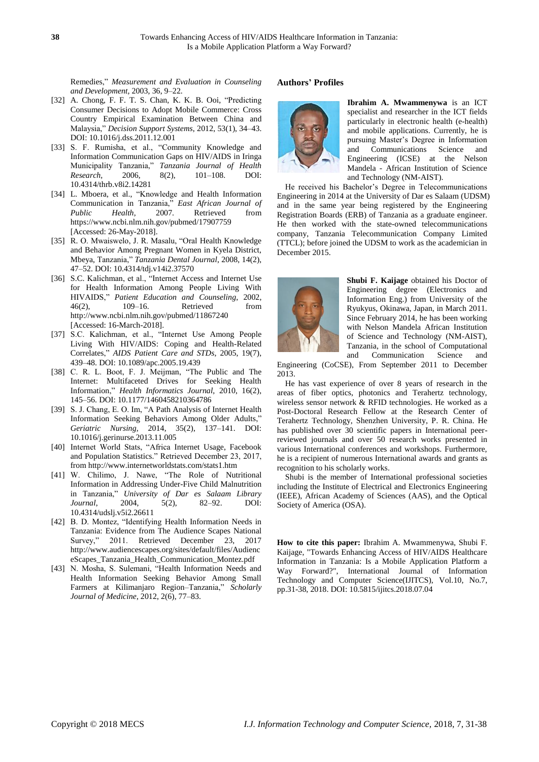Remedies," *Measurement and Evaluation in Counseling and Development*, 2003, 36, 9–22.

[32] A. Chong, F. F. T. S. Chan, K. K. B. Ooi, "Predicting Consumer Decisions to Adopt Mobile Commerce: Cross Country Empirical Examination Between China and Malaysia," *Decision Support Systems*, 2012, 53(1), 34–43. DOI: 10.1016/j.dss.2011.12.001

[33] S. F. Rumisha, et al., "Community Knowledge and Information Communication Gaps on HIV/AIDS in Iringa Municipality Tanzania," *Tanzania Journal of Health Research*, 2006, 8(2), 101–108. DOI: 10.4314/thrb.v8i2.14281

[34] L. Mboera, et al., "Knowledge and Health Information Communication in Tanzania," *East African Journal of Public Health*, 2007. Retrieved from https://www.ncbi.nlm.nih.gov/pubmed/17907759 [Accessed: 26-May-2018].

[35] R. O. Mwaiswelo, J. R. Masalu, "Oral Health Knowledge and Behavior Among Pregnant Women in Kyela District, Mbeya, Tanzania," *Tanzania Dental Journal*, 2008, 14(2), 47–52. DOI: 10.4314/tdj.v14i2.37570

[36] S.C. Kalichman, et al., "Internet Access and Internet Use for Health Information Among People Living With HIVAIDS," *Patient Education and Counseling*, 2002, 46(2), 109–16. Retrieved from http://www.ncbi.nlm.nih.gov/pubmed/11867240 [Accessed: 16-March-2018].

[37] S.C. Kalichman, et al., "Internet Use Among People Living With HIV/AIDS: Coping and Health-Related Correlates," *AIDS Patient Care and STDs*, 2005, 19(7), 439–48. DOI: 10.1089/apc.2005.19.439

[38] C. R. L. Boot, F. J. Meijman, "The Public and The Internet: Multifaceted Drives for Seeking Health Information," *Health Informatics Journal*, 2010, 16(2), 145–56. DOI: 10.1177/1460458210364786

[39] S. J. Chang, E. O. Im, "A Path Analysis of Internet Health Information Seeking Behaviors Among Older Adults," *Geriatric Nursing*, 2014, 35(2), 137–141. DOI: 10.1016/j.gerinurse.2013.11.005

[40] Internet World Stats, "Africa Internet Usage, Facebook and Population Statistics." Retrieved December 23, 2017, from http://www.internetworldstats.com/stats1.htm

[41] W. Chilimo, J. Nawe, "The Role of Nutritional Information in Addressing Under-Five Child Malnutrition in Tanzania," *University of Dar es Salaam Library Journal*, 2004, 5(2), 82–92. DOI: 10.4314/udslj.v5i2.26611

[42] B. D. Montez, "Identifying Health Information Needs in Tanzania: Evidence from The Audience Scapes National Survey," 2011. Retrieved December 23, 2017 http://www.audiencescapes.org/sites/default/files/AudienceScapes_Tanzania_Health_Communication_Montez.pdf

[43] N. Mosha, S. Sulemani, "Health Information Needs and Health Information Seeking Behavior Among Small Farmers at Kilimanjaro Region–Tanzania," *Scholarly Journal of Medicine*, 2012, 2(6), 77–83.

## Authors' Profiles

**Ibrahim A. Mwammenywa** is an ICT specialist and researcher in the ICT fields particularly in electronic health (e-health) and mobile applications. Currently, he is pursuing Master's Degree in Information and Communications Science and Engineering (ICSE) at the Nelson Mandela - African Institution of Science and Technology (NM-AIST).

He received his Bachelor's Degree in Telecommunications Engineering in 2014 at the University of Dar es Salaam (UDSM) and in the same year being registered by the Engineering Registration Boards (ERB) of Tanzania as a graduate engineer. He then worked with the state-owned telecommunications company, Tanzania Telecommunication Company Limited (TTCL); before joined the UDSM to work as the academician in December 2015.

**Shubi F. Kaijage** obtained his Doctor of Engineering degree (Electronics and Information Eng.) from University of the Ryukyus, Okinawa, Japan, in March 2011. Since February 2014, he has been working with Nelson Mandela African Institution of Science and Technology (NM-AIST), Tanzania, in the school of Computational and Communication Science and Engineering (CoCSE), From September 2011 to December 2013.

He has vast experience of over 8 years of research in the areas of fiber optics, photonics and Terahertz technology, wireless sensor network & RFID technologies. He worked as a Post-Doctoral Research Fellow at the Research Center of Terahertz Technology, Shenzhen University, P. R. China. He has published over 30 scientific papers in International peer-reviewed journals and over 50 research works presented in various International conferences and workshops. Furthermore, he is a recipient of numerous International awards and grants as recognition to his scholarly works.

Shubi is the member of International professional societies including the Institute of Electrical and Electronics Engineering (IEEE), African Academy of Sciences (AAS), and the Optical Society of America (OSA).

**How to cite this paper:** Ibrahim A. Mwammenywa, Shubi F. Kaijage, "Towards Enhancing Access of HIV/AIDS Healthcare Information in Tanzania: Is a Mobile Application Platform a Way Forward?", International Journal of Information Technology and Computer Science(IJITCS), Vol.10, No.7, pp.31-38, 2018. DOI: 10.5815/ijitcs.2018.07.04